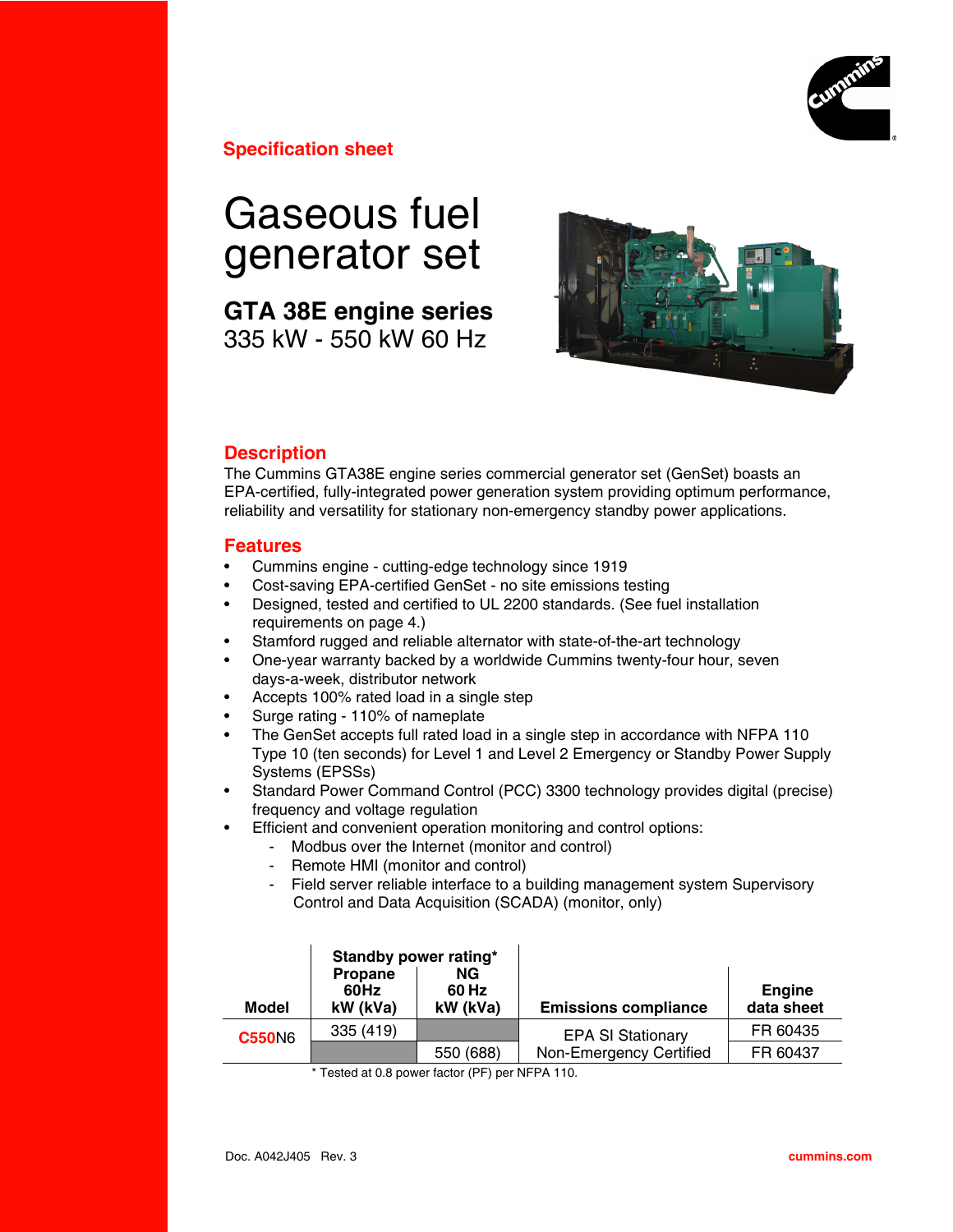**Specification sheet**

# Gaseous fuel generator set

## GTA 38E engine series

335 kW - 550 kW 60 Hz

## Description

The Cummins GTA38E engine series commercial generator set (GenSet) boasts an EPA-certified, fully-integrated power generation system providing optimum performance, reliability and versatility for stationary non-emergency standby power applications.

## Features

- Cummins engine - cutting-edge technology since 1919
- Cost-saving EPA-certified GenSet - no site emissions testing
- Designed, tested and certified to UL 2200 standards. (See fuel installation requirements on page 4.)
- Stamford rugged and reliable alternator with state-of-the-art technology
- One-year warranty backed by a worldwide Cummins twenty-four hour, seven days-a-week, distributor network
- Accepts 100% rated load in a single step
- Surge rating - 110% of nameplate
- The GenSet accepts full rated load in a single step in accordance with NFPA 110 Type 10 (ten seconds) for Level 1 and Level 2 Emergency or Standby Power Supply Systems (EPSSs)
- Standard Power Command Control (PCC) 3300 technology provides digital (precise) frequency and voltage regulation
- Efficient and convenient operation monitoring and control options:
  - Modbus over the Internet (monitor and control)
  - Remote HMI (monitor and control)
  - Field server reliable interface to a building management system Supervisory Control and Data Acquisition (SCADA) (monitor, only)

| Model | Standby power rating* Propane 60Hz kW (kVa) | Standby power rating* NG 60 Hz kW (kVa) | Emissions compliance | Engine data sheet |
|---|---|---|---|---|
| C550N6 | 335 (419) | | EPA SI Stationary Non-Emergency Certified | FR 60435 |
| | | 550 (688) | | FR 60437 |

\* Tested at 0.8 power factor (PF) per NFPA 110.

Doc. A042J405 Rev. 3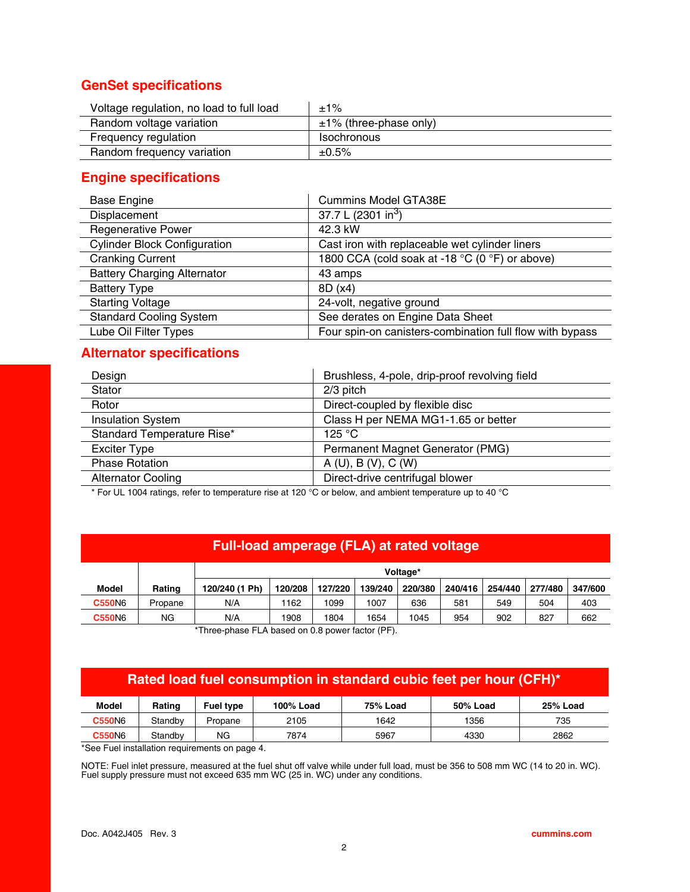## GenSet specifications

| | |
|---|---|
| Voltage regulation, no load to full load | ±1% |
| Random voltage variation | ±1% (three-phase only) |
| Frequency regulation | Isochronous |
| Random frequency variation | ±0.5% |

## Engine specifications

| | |
|---|---|
| Base Engine | Cummins Model GTA38E |
| Displacement | 37.7 L (2301 in$^3$) |
| Regenerative Power | 42.3 kW |
| Cylinder Block Configuration | Cast iron with replaceable wet cylinder liners |
| Cranking Current | 1800 CCA (cold soak at -18 °C (0 °F) or above) |
| Battery Charging Alternator | 43 amps |
| Battery Type | 8D (x4) |
| Starting Voltage | 24-volt, negative ground |
| Standard Cooling System | See derates on Engine Data Sheet |
| Lube Oil Filter Types | Four spin-on canisters-combination full flow with bypass |

## Alternator specifications

| | |
|---|---|
| Design | Brushless, 4-pole, drip-proof revolving field |
| Stator | 2/3 pitch |
| Rotor | Direct-coupled by flexible disc |
| Insulation System | Class H per NEMA MG1-1.65 or better |
| Standard Temperature Rise* | 125 °C |
| Exciter Type | Permanent Magnet Generator (PMG) |
| Phase Rotation | A (U), B (V), C (W) |
| Alternator Cooling | Direct-drive centrifugal blower |

* For UL 1004 ratings, refer to temperature rise at 120 °C or below, and ambient temperature up to 40 °C

## Full-load amperage (FLA) at rated voltage

| Model | Rating | Voltage* | | | | | | | | |
|---|---|---|---|---|---|---|---|---|---|---|
| | | 120/240 (1 Ph) | 120/208 | 127/220 | 139/240 | 220/380 | 240/416 | 254/440 | 277/480 | 347/600 |
| C550N6 | Propane | N/A | 1162 | 1099 | 1007 | 636 | 581 | 549 | 504 | 403 |
| C550N6 | NG | N/A | 1908 | 1804 | 1654 | 1045 | 954 | 902 | 827 | 662 |

*Three-phase FLA based on 0.8 power factor (PF).

## Rated load fuel consumption in standard cubic feet per hour (CFH)*

| Model | Rating | Fuel type | 100% Load | 75% Load | 50% Load | 25% Load |
|---|---|---|---|---|---|---|
| C550N6 | Standby | Propane | 2105 | 1642 | 1356 | 735 |
| C550N6 | Standby | NG | 7874 | 5967 | 4330 | 2862 |

*See Fuel installation requirements on page 4.

NOTE: Fuel inlet pressure, measured at the fuel shut off valve while under full load, must be 356 to 508 mm WC (14 to 20 in. WC). Fuel supply pressure must not exceed 635 mm WC (25 in. WC) under any conditions.

Doc. A042J405 Rev. 3

cummins.com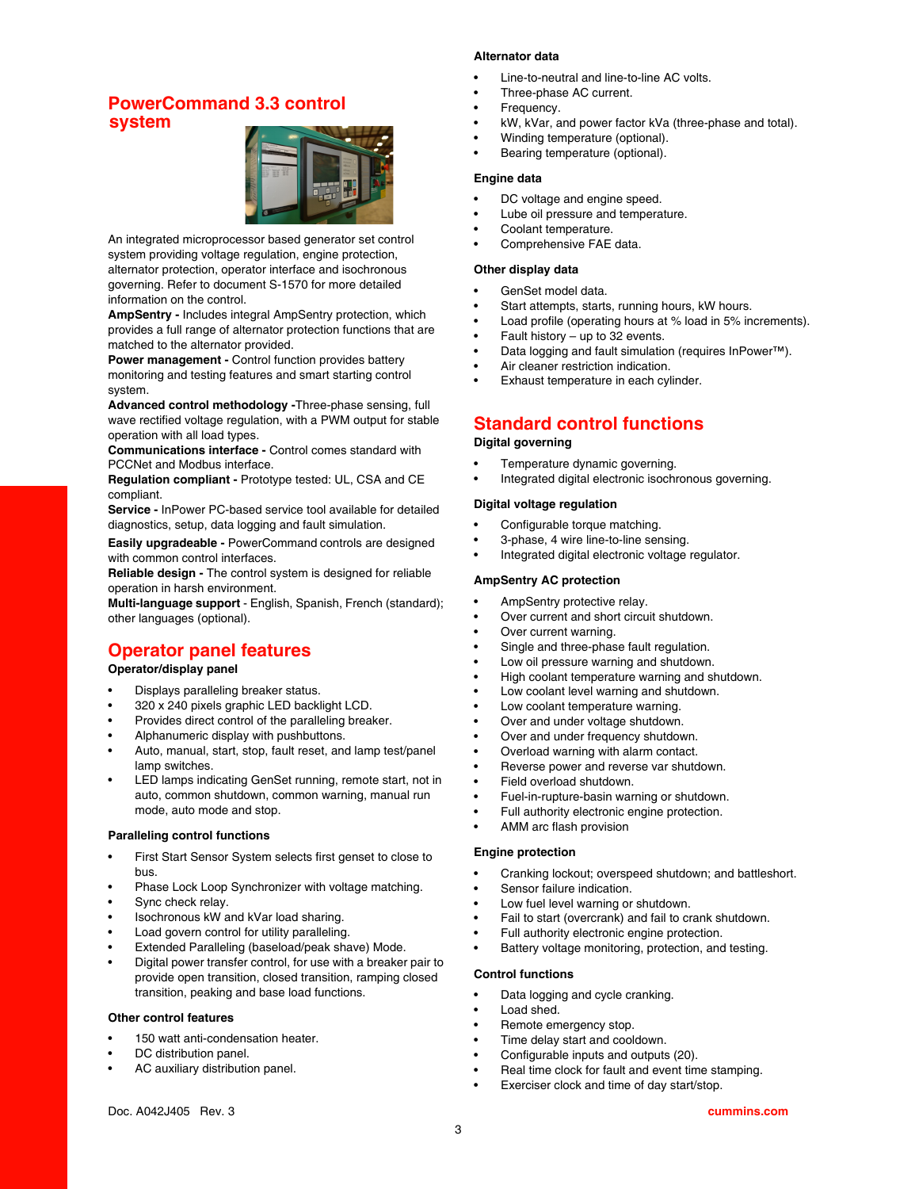## PowerCommand 3.3 control system

An integrated microprocessor based generator set control system providing voltage regulation, engine protection, alternator protection, operator interface and isochronous governing. Refer to document S-1570 for more detailed information on the control.

**AmpSentry -** Includes integral AmpSentry protection, which provides a full range of alternator protection functions that are matched to the alternator provided.

**Power management -** Control function provides battery monitoring and testing features and smart starting control system.

**Advanced control methodology -**Three-phase sensing, full wave rectified voltage regulation, with a PWM output for stable operation with all load types.

**Communications interface -** Control comes standard with PCCNet and Modbus interface.

**Regulation compliant -** Prototype tested: UL, CSA and CE compliant.

**Service -** InPower PC-based service tool available for detailed diagnostics, setup, data logging and fault simulation.

**Easily upgradeable -** PowerCommand controls are designed with common control interfaces.

**Reliable design -** The control system is designed for reliable operation in harsh environment.

**Multi-language support** - English, Spanish, French (standard); other languages (optional).

## Operator panel features

### Operator/display panel

- Displays paralleling breaker status.
- 320 x 240 pixels graphic LED backlight LCD.
- Provides direct control of the paralleling breaker.
- Alphanumeric display with pushbuttons.
- Auto, manual, start, stop, fault reset, and lamp test/panel lamp switches.
- LED lamps indicating GenSet running, remote start, not in auto, common shutdown, common warning, manual run mode, auto mode and stop.

### Paralleling control functions

- First Start Sensor System selects first genset to close to bus.
- Phase Lock Loop Synchronizer with voltage matching.
- Sync check relay.
- Isochronous kW and kVar load sharing.
- Load govern control for utility paralleling.
- Extended Paralleling (baseload/peak shave) Mode.
- Digital power transfer control, for use with a breaker pair to provide open transition, closed transition, ramping closed transition, peaking and base load functions.

### Other control features

- 150 watt anti-condensation heater.
- DC distribution panel.
- AC auxiliary distribution panel.

### Alternator data

- Line-to-neutral and line-to-line AC volts.
- Three-phase AC current.
- Frequency.
- kW, kVar, and power factor kVa (three-phase and total).
- Winding temperature (optional).
- Bearing temperature (optional).

### Engine data

- DC voltage and engine speed.
- Lube oil pressure and temperature.
- Coolant temperature.
- Comprehensive FAE data.

### Other display data

- GenSet model data.
- Start attempts, starts, running hours, kW hours.
- Load profile (operating hours at % load in 5% increments).
- Fault history – up to 32 events.
- Data logging and fault simulation (requires InPower™).
- Air cleaner restriction indication.
- Exhaust temperature in each cylinder.

## Standard control functions

### Digital governing

- Temperature dynamic governing.
- Integrated digital electronic isochronous governing.

### Digital voltage regulation

- Configurable torque matching.
- 3-phase, 4 wire line-to-line sensing.
- Integrated digital electronic voltage regulator.

### AmpSentry AC protection

- AmpSentry protective relay.
- Over current and short circuit shutdown.
- Over current warning.
- Single and three-phase fault regulation.
- Low oil pressure warning and shutdown.
- High coolant temperature warning and shutdown.
- Low coolant level warning and shutdown.
- Low coolant temperature warning.
- Over and under voltage shutdown.
- Over and under frequency shutdown.
- Overload warning with alarm contact.
- Reverse power and reverse var shutdown.
- Field overload shutdown.
- Fuel-in-rupture-basin warning or shutdown.
- Full authority electronic engine protection.
- AMM arc flash provision

### Engine protection

- Cranking lockout; overspeed shutdown; and battleshort.
- Sensor failure indication.
- Low fuel level warning or shutdown.
- Fail to start (overcrank) and fail to crank shutdown.
- Full authority electronic engine protection.
- Battery voltage monitoring, protection, and testing.

### Control functions

- Data logging and cycle cranking.
- Load shed.
- Remote emergency stop.
- Time delay start and cooldown.
- Configurable inputs and outputs (20).
- Real time clock for fault and event time stamping.
- Exerciser clock and time of day start/stop.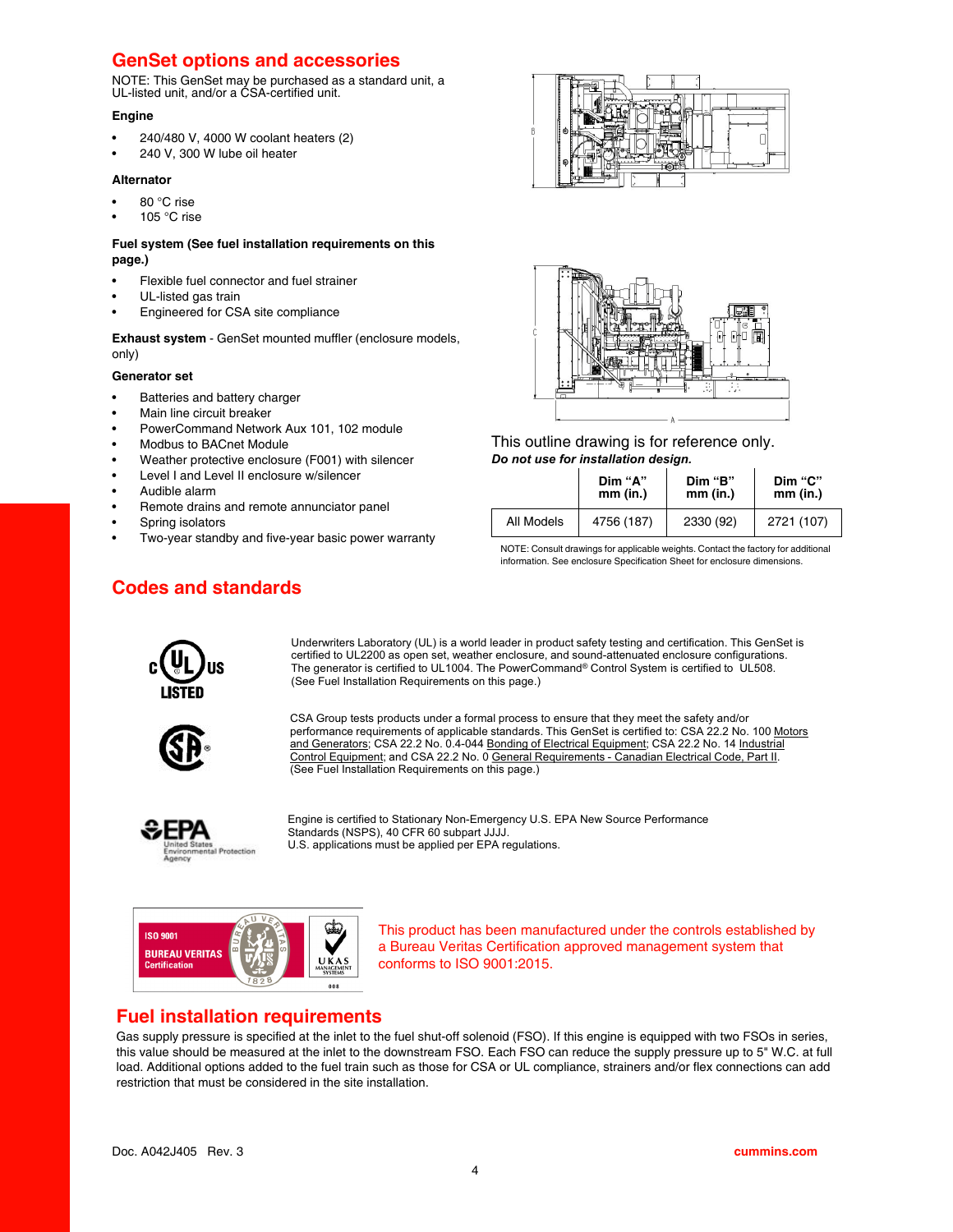## GenSet options and accessories

NOTE: This GenSet may be purchased as a standard unit, a UL-listed unit, and/or a CSA-certified unit.

**Engine**

- 240/480 V, 4000 W coolant heaters (2)
- 240 V, 300 W lube oil heater

**Alternator**

- 80 °C rise
- 105 °C rise

**Fuel system (See fuel installation requirements on this page.)**

- Flexible fuel connector and fuel strainer
- UL-listed gas train
- Engineered for CSA site compliance

**Exhaust system** - GenSet mounted muffler (enclosure models, only)

**Generator set**

- Batteries and battery charger
- Main line circuit breaker
- PowerCommand Network Aux 101, 102 module
- Modbus to BACnet Module
- Weather protective enclosure (F001) with silencer
- Level I and Level II enclosure w/silencer
- Audible alarm
- Remote drains and remote annunciator panel
- Spring isolators
- Two-year standby and five-year basic power warranty

This outline drawing is for reference only.
***Do not use for installation design.***

| | Dim "A" mm (in.) | Dim "B" mm (in.) | Dim "C" mm (in.) |
|---|---|---|---|
| All Models | 4756 (187) | 2330 (92) | 2721 (107) |

NOTE: Consult drawings for applicable weights. Contact the factory for additional information. See enclosure Specification Sheet for enclosure dimensions.

## Codes and standards

Underwriters Laboratory (UL) is a world leader in product safety testing and certification. This GenSet is certified to UL2200 as open set, weather enclosure, and sound-attenuated enclosure configurations. The generator is certified to UL1004. The PowerCommand® Control System is certified to UL508. (See Fuel Installation Requirements on this page.)

CSA Group tests products under a formal process to ensure that they meet the safety and/or performance requirements of applicable standards. This GenSet is certified to: CSA 22.2 No. 100 Motors and Generators; CSA 22.2 No. 0.4-044 Bonding of Electrical Equipment; CSA 22.2 No. 14 Industrial Control Equipment; and CSA 22.2 No. 0 General Requirements - Canadian Electrical Code, Part II. (See Fuel Installation Requirements on this page.)

Engine is certified to Stationary Non-Emergency U.S. EPA New Source Performance Standards (NSPS), 40 CFR 60 subpart JJJJ.
U.S. applications must be applied per EPA regulations.

This product has been manufactured under the controls established by a Bureau Veritas Certification approved management system that conforms to ISO 9001:2015.

## Fuel installation requirements

Gas supply pressure is specified at the inlet to the fuel shut-off solenoid (FSO). If this engine is equipped with two FSOs in series, this value should be measured at the inlet to the downstream FSO. Each FSO can reduce the supply pressure up to 5" W.C. at full load. Additional options added to the fuel train such as those for CSA or UL compliance, strainers and/or flex connections can add restriction that must be considered in the site installation.

Doc. A042J405 Rev. 3 cummins.com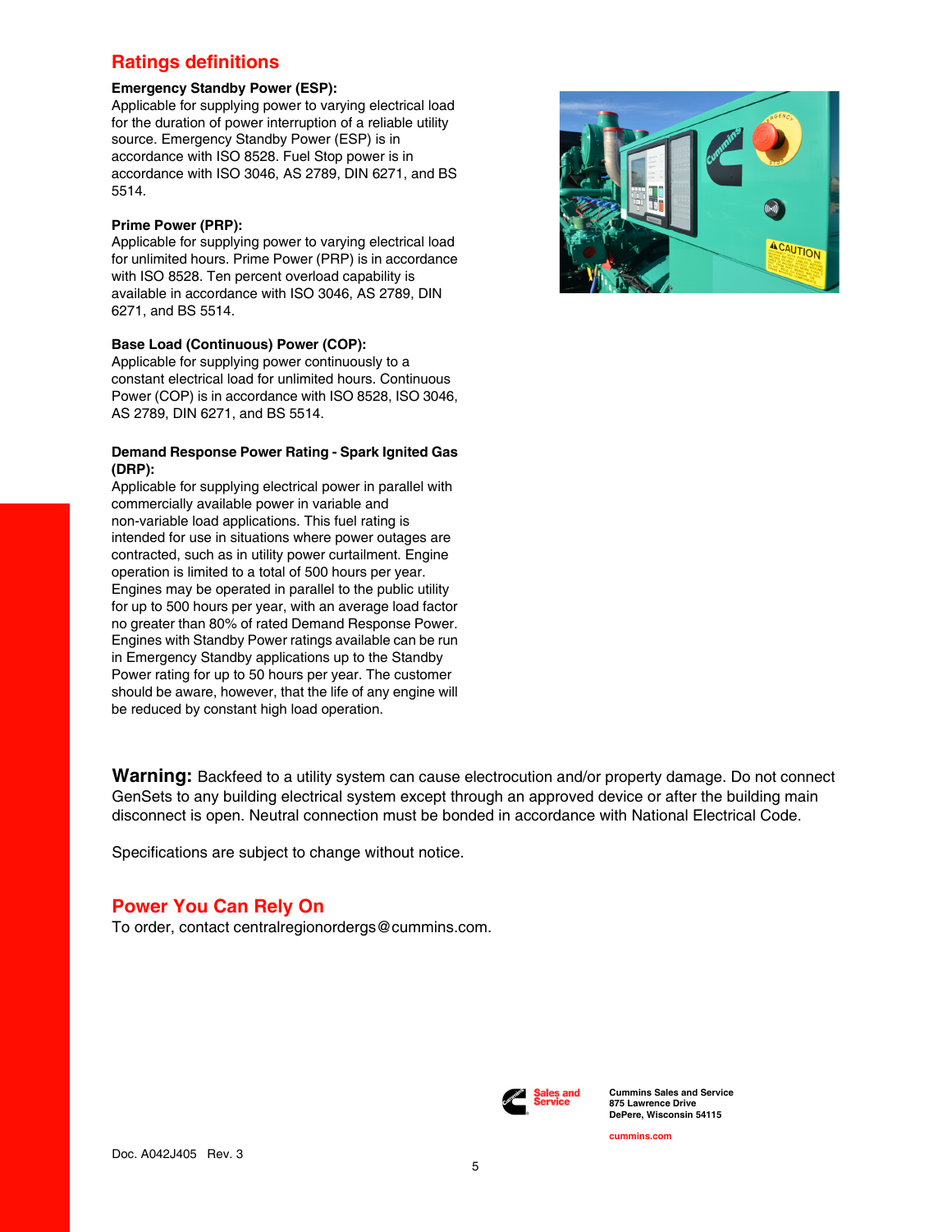## Ratings definitions

**Emergency Standby Power (ESP):**
Applicable for supplying power to varying electrical load for the duration of power interruption of a reliable utility source. Emergency Standby Power (ESP) is in accordance with ISO 8528. Fuel Stop power is in accordance with ISO 3046, AS 2789, DIN 6271, and BS 5514.

**Prime Power (PRP):**
Applicable for supplying power to varying electrical load for unlimited hours. Prime Power (PRP) is in accordance with ISO 8528. Ten percent overload capability is available in accordance with ISO 3046, AS 2789, DIN 6271, and BS 5514.

**Base Load (Continuous) Power (COP):**
Applicable for supplying power continuously to a constant electrical load for unlimited hours. Continuous Power (COP) is in accordance with ISO 8528, ISO 3046, AS 2789, DIN 6271, and BS 5514.

**Demand Response Power Rating - Spark Ignited Gas (DRP):**
Applicable for supplying electrical power in parallel with commercially available power in variable and non-variable load applications. This fuel rating is intended for use in situations where power outages are contracted, such as in utility power curtailment. Engine operation is limited to a total of 500 hours per year. Engines may be operated in parallel to the public utility for up to 500 hours per year, with an average load factor no greater than 80% of rated Demand Response Power. Engines with Standby Power ratings available can be run in Emergency Standby applications up to the Standby Power rating for up to 50 hours per year. The customer should be aware, however, that the life of any engine will be reduced by constant high load operation.

**Warning:** Backfeed to a utility system can cause electrocution and/or property damage. Do not connect GenSets to any building electrical system except through an approved device or after the building main disconnect is open. Neutral connection must be bonded in accordance with National Electrical Code.

Specifications are subject to change without notice.

## Power You Can Rely On

To order, contact centralregionordergs@cummins.com.

Sales and Service

**Cummins Sales and Service**
**875 Lawrence Drive**
**DePere, Wisconsin 54115**

cummins.com

Doc. A042J405 Rev. 3